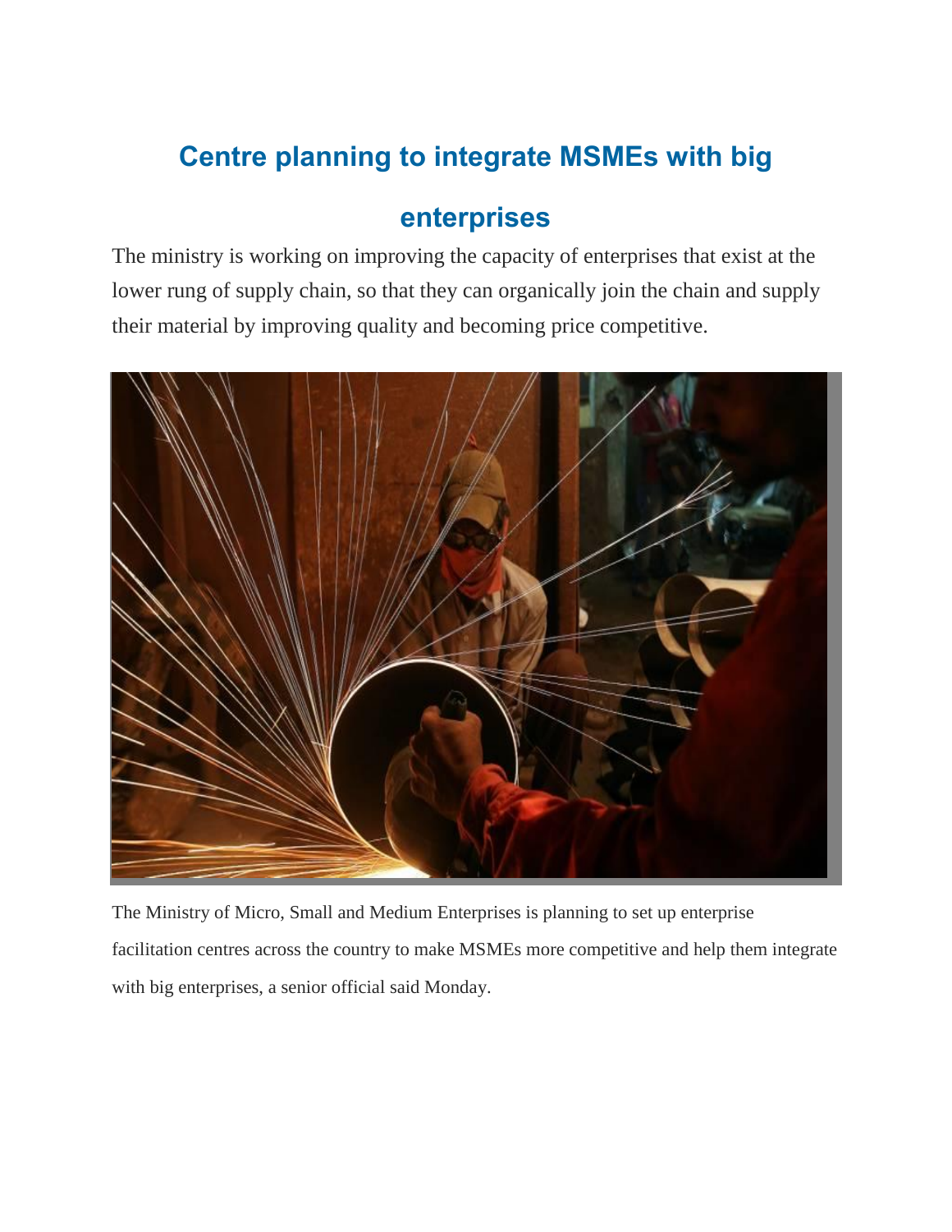# Centre planning to integrate MSMEs with big enterprises

The ministry is working on improving the capacity of enterprises that exist at the lower rung of supply chain, so that they can organically join the chain and supply their material by improving quality and becoming price competitive.

The Ministry of Micro, Small and Medium Enterprises is planning to set up enterprise facilitation centres across the country to make MSMEs more competitive and help them integrate with big enterprises, a senior official said Monday.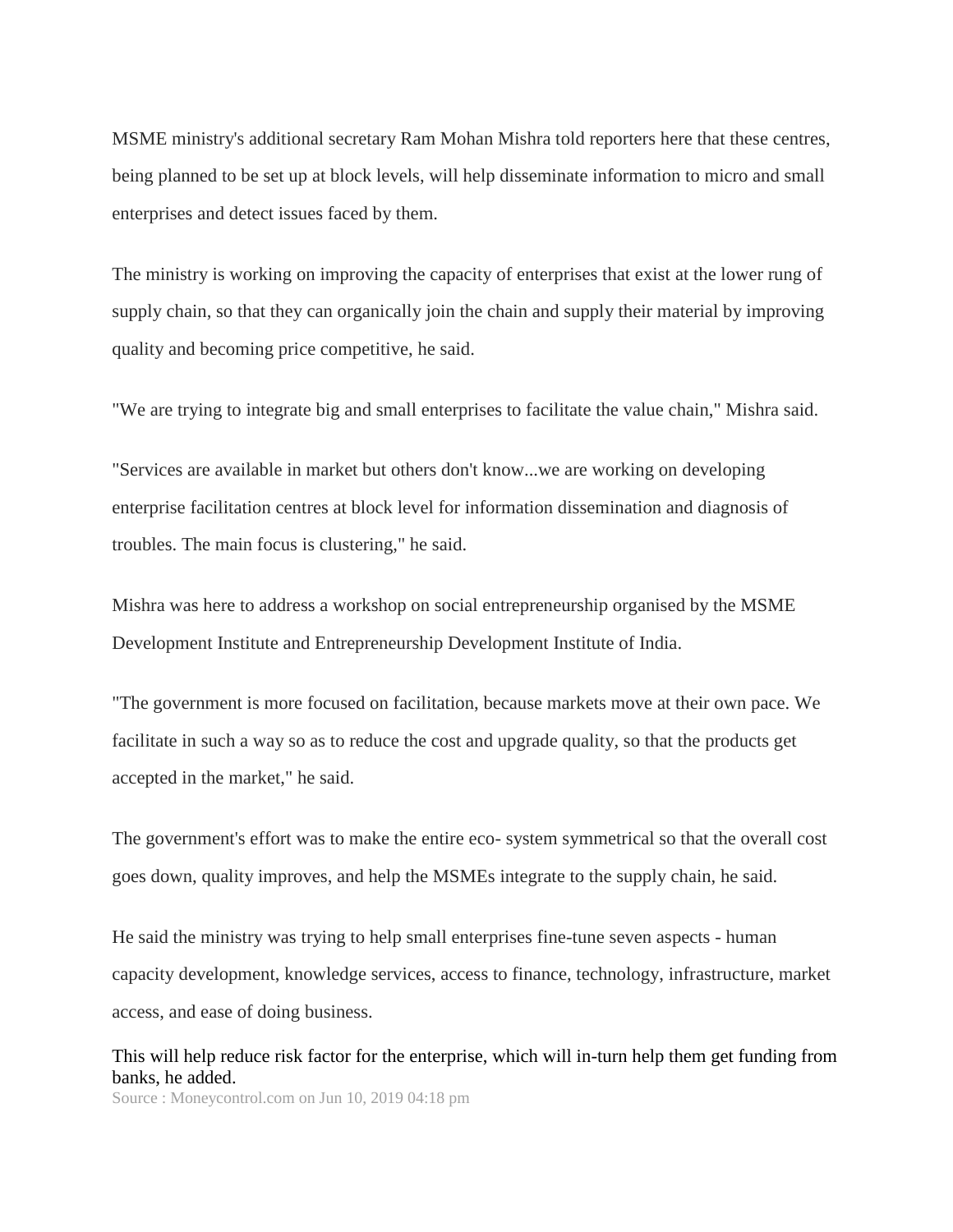MSME ministry's additional secretary Ram Mohan Mishra told reporters here that these centres, being planned to be set up at block levels, will help disseminate information to micro and small enterprises and detect issues faced by them.

The ministry is working on improving the capacity of enterprises that exist at the lower rung of supply chain, so that they can organically join the chain and supply their material by improving quality and becoming price competitive, he said.

"We are trying to integrate big and small enterprises to facilitate the value chain," Mishra said.

"Services are available in market but others don't know...we are working on developing enterprise facilitation centres at block level for information dissemination and diagnosis of troubles. The main focus is clustering," he said.

Mishra was here to address a workshop on social entrepreneurship organised by the MSME Development Institute and Entrepreneurship Development Institute of India.

"The government is more focused on facilitation, because markets move at their own pace. We facilitate in such a way so as to reduce the cost and upgrade quality, so that the products get accepted in the market," he said.

The government's effort was to make the entire eco- system symmetrical so that the overall cost goes down, quality improves, and help the MSMEs integrate to the supply chain, he said.

He said the ministry was trying to help small enterprises fine-tune seven aspects - human capacity development, knowledge services, access to finance, technology, infrastructure, market access, and ease of doing business.

This will help reduce risk factor for the enterprise, which will in-turn help them get funding from banks, he added.

Source : Moneycontrol.com on Jun 10, 2019 04:18 pm